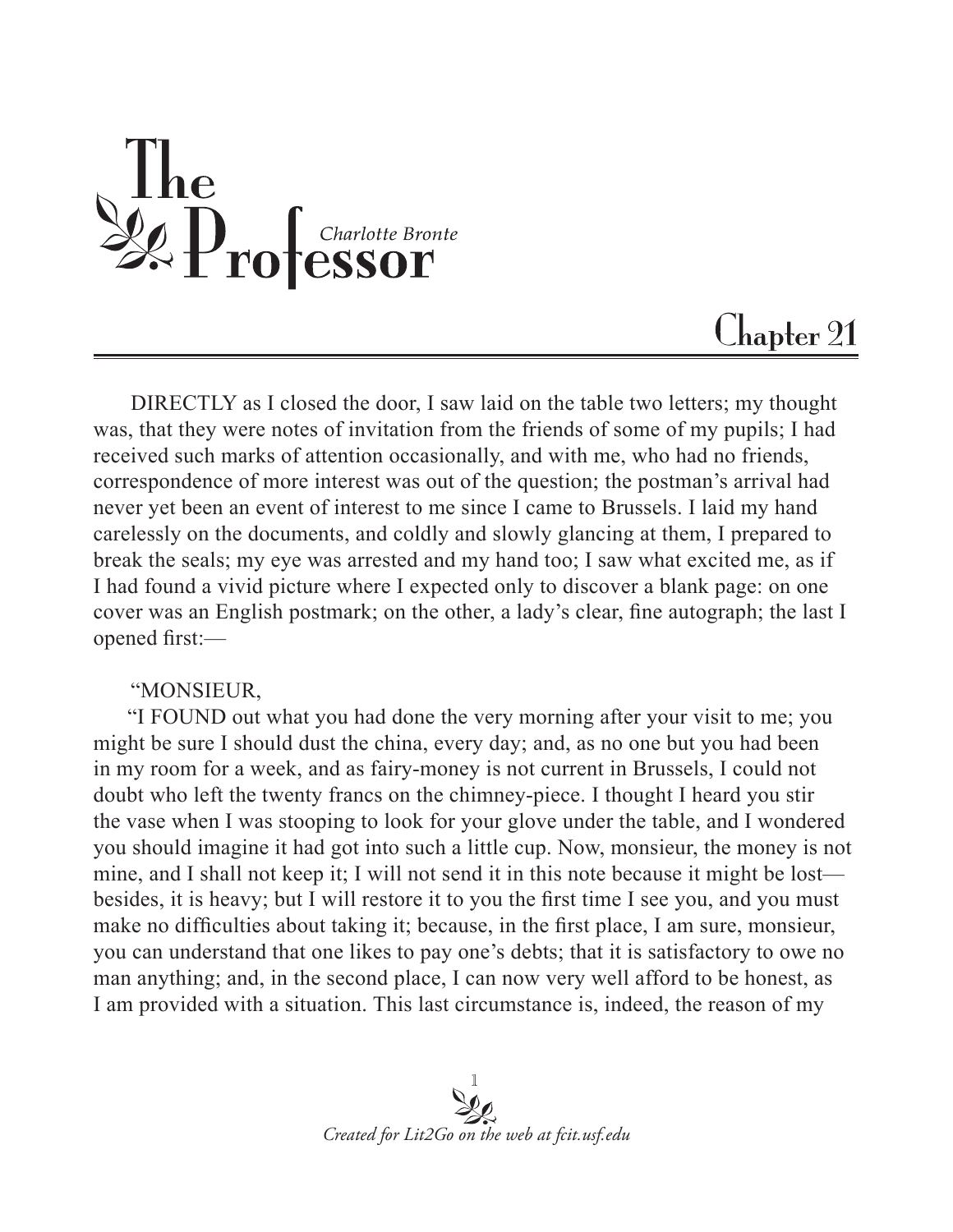# The Professor

*Charlotte Bronte*

## Chapter 21

DIRECTLY as I closed the door, I saw laid on the table two letters; my thought was, that they were notes of invitation from the friends of some of my pupils; I had received such marks of attention occasionally, and with me, who had no friends, correspondence of more interest was out of the question; the postman's arrival had never yet been an event of interest to me since I came to Brussels. I laid my hand carelessly on the documents, and coldly and slowly glancing at them, I prepared to break the seals; my eye was arrested and my hand too; I saw what excited me, as if I had found a vivid picture where I expected only to discover a blank page: on one cover was an English postmark; on the other, a lady's clear, fine autograph; the last I opened first:—

"MONSIEUR,

"I FOUND out what you had done the very morning after your visit to me; you might be sure I should dust the china, every day; and, as no one but you had been in my room for a week, and as fairy-money is not current in Brussels, I could not doubt who left the twenty francs on the chimney-piece. I thought I heard you stir the vase when I was stooping to look for your glove under the table, and I wondered you should imagine it had got into such a little cup. Now, monsieur, the money is not mine, and I shall not keep it; I will not send it in this note because it might be lost—besides, it is heavy; but I will restore it to you the first time I see you, and you must make no difficulties about taking it; because, in the first place, I am sure, monsieur, you can understand that one likes to pay one's debts; that it is satisfactory to owe no man anything; and, in the second place, I can now very well afford to be honest, as I am provided with a situation. This last circumstance is, indeed, the reason of my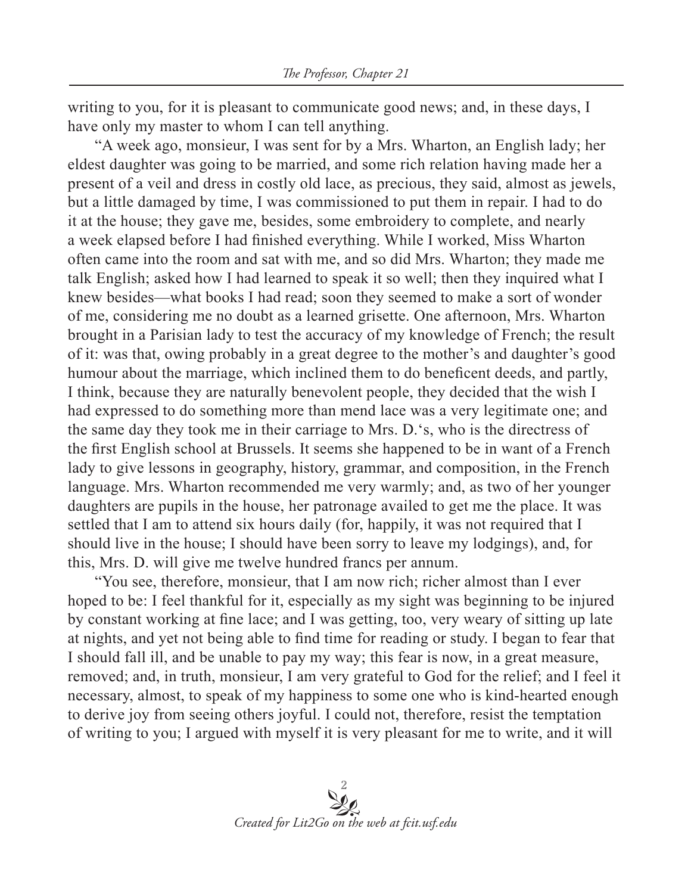writing to you, for it is pleasant to communicate good news; and, in these days, I have only my master to whom I can tell anything.

"A week ago, monsieur, I was sent for by a Mrs. Wharton, an English lady; her eldest daughter was going to be married, and some rich relation having made her a present of a veil and dress in costly old lace, as precious, they said, almost as jewels, but a little damaged by time, I was commissioned to put them in repair. I had to do it at the house; they gave me, besides, some embroidery to complete, and nearly a week elapsed before I had finished everything. While I worked, Miss Wharton often came into the room and sat with me, and so did Mrs. Wharton; they made me talk English; asked how I had learned to speak it so well; then they inquired what I knew besides—what books I had read; soon they seemed to make a sort of wonder of me, considering me no doubt as a learned grisette. One afternoon, Mrs. Wharton brought in a Parisian lady to test the accuracy of my knowledge of French; the result of it: was that, owing probably in a great degree to the mother's and daughter's good humour about the marriage, which inclined them to do beneficent deeds, and partly, I think, because they are naturally benevolent people, they decided that the wish I had expressed to do something more than mend lace was a very legitimate one; and the same day they took me in their carriage to Mrs. D.'s, who is the directress of the first English school at Brussels. It seems she happened to be in want of a French lady to give lessons in geography, history, grammar, and composition, in the French language. Mrs. Wharton recommended me very warmly; and, as two of her younger daughters are pupils in the house, her patronage availed to get me the place. It was settled that I am to attend six hours daily (for, happily, it was not required that I should live in the house; I should have been sorry to leave my lodgings), and, for this, Mrs. D. will give me twelve hundred francs per annum.

"You see, therefore, monsieur, that I am now rich; richer almost than I ever hoped to be: I feel thankful for it, especially as my sight was beginning to be injured by constant working at fine lace; and I was getting, too, very weary of sitting up late at nights, and yet not being able to find time for reading or study. I began to fear that I should fall ill, and be unable to pay my way; this fear is now, in a great measure, removed; and, in truth, monsieur, I am very grateful to God for the relief; and I feel it necessary, almost, to speak of my happiness to some one who is kind-hearted enough to derive joy from seeing others joyful. I could not, therefore, resist the temptation of writing to you; I argued with myself it is very pleasant for me to write, and it will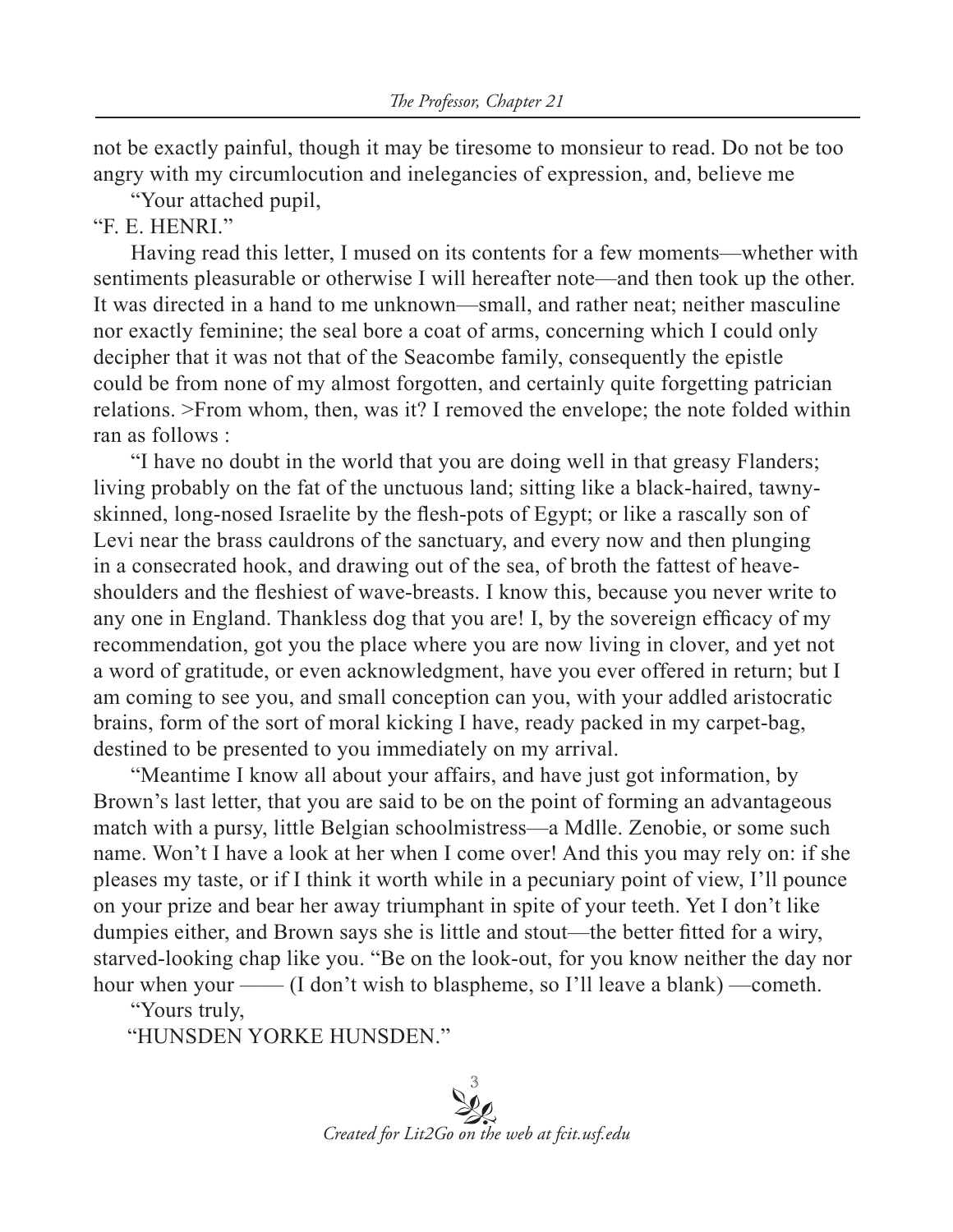not be exactly painful, though it may be tiresome to monsieur to read. Do not be too angry with my circumlocution and inelegancies of expression, and, believe me

"Your attached pupil,

"F. E. HENRI."

Having read this letter, I mused on its contents for a few moments—whether with sentiments pleasurable or otherwise I will hereafter note—and then took up the other. It was directed in a hand to me unknown—small, and rather neat; neither masculine nor exactly feminine; the seal bore a coat of arms, concerning which I could only decipher that it was not that of the Seacombe family, consequently the epistle could be from none of my almost forgotten, and certainly quite forgetting patrician relations. >From whom, then, was it? I removed the envelope; the note folded within ran as follows :

"I have no doubt in the world that you are doing well in that greasy Flanders; living probably on the fat of the unctuous land; sitting like a black-haired, tawny-skinned, long-nosed Israelite by the flesh-pots of Egypt; or like a rascally son of Levi near the brass cauldrons of the sanctuary, and every now and then plunging in a consecrated hook, and drawing out of the sea, of broth the fattest of heave-shoulders and the fleshiest of wave-breasts. I know this, because you never write to any one in England. Thankless dog that you are! I, by the sovereign efficacy of my recommendation, got you the place where you are now living in clover, and yet not a word of gratitude, or even acknowledgment, have you ever offered in return; but I am coming to see you, and small conception can you, with your addled aristocratic brains, form of the sort of moral kicking I have, ready packed in my carpet-bag, destined to be presented to you immediately on my arrival.

"Meantime I know all about your affairs, and have just got information, by Brown's last letter, that you are said to be on the point of forming an advantageous match with a pursy, little Belgian schoolmistress—a Mdlle. Zenobie, or some such name. Won't I have a look at her when I come over! And this you may rely on: if she pleases my taste, or if I think it worth while in a pecuniary point of view, I'll pounce on your prize and bear her away triumphant in spite of your teeth. Yet I don't like dumpies either, and Brown says she is little and stout—the better fitted for a wiry, starved-looking chap like you. "Be on the look-out, for you know neither the day nor hour when your —— (I don't wish to blaspheme, so I'll leave a blank) —cometh.

"Yours truly,

"HUNSDEN YORKE HUNSDEN."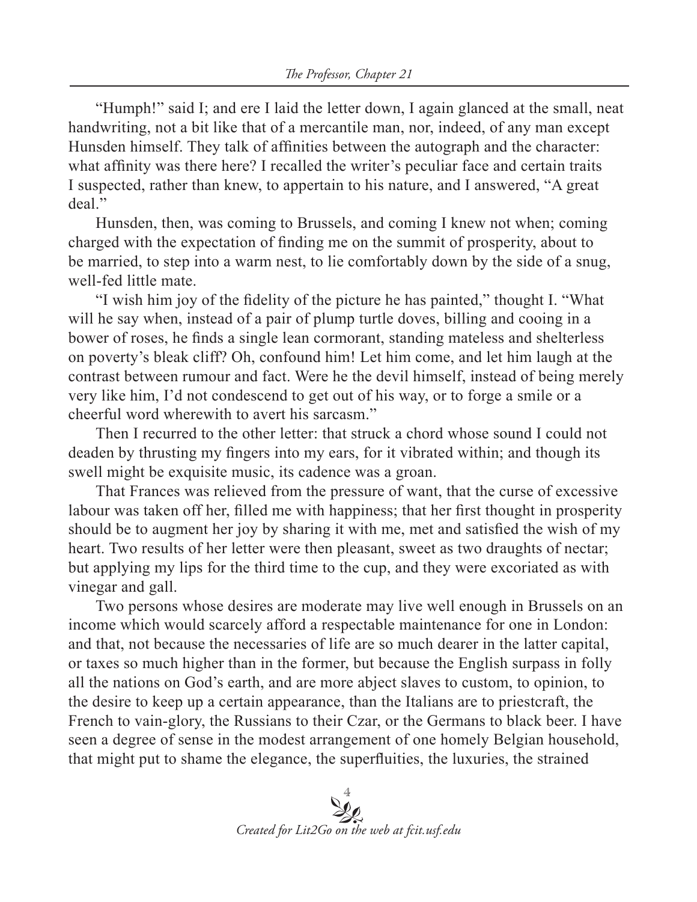"Humph!" said I; and ere I laid the letter down, I again glanced at the small, neat handwriting, not a bit like that of a mercantile man, nor, indeed, of any man except Hunsden himself. They talk of affinities between the autograph and the character: what affinity was there here? I recalled the writer's peculiar face and certain traits I suspected, rather than knew, to appertain to his nature, and I answered, "A great deal."

Hunsden, then, was coming to Brussels, and coming I knew not when; coming charged with the expectation of finding me on the summit of prosperity, about to be married, to step into a warm nest, to lie comfortably down by the side of a snug, well-fed little mate.

"I wish him joy of the fidelity of the picture he has painted," thought I. "What will he say when, instead of a pair of plump turtle doves, billing and cooing in a bower of roses, he finds a single lean cormorant, standing mateless and shelterless on poverty's bleak cliff? Oh, confound him! Let him come, and let him laugh at the contrast between rumour and fact. Were he the devil himself, instead of being merely very like him, I'd not condescend to get out of his way, or to forge a smile or a cheerful word wherewith to avert his sarcasm."

Then I recurred to the other letter: that struck a chord whose sound I could not deaden by thrusting my fingers into my ears, for it vibrated within; and though its swell might be exquisite music, its cadence was a groan.

That Frances was relieved from the pressure of want, that the curse of excessive labour was taken off her, filled me with happiness; that her first thought in prosperity should be to augment her joy by sharing it with me, met and satisfied the wish of my heart. Two results of her letter were then pleasant, sweet as two draughts of nectar; but applying my lips for the third time to the cup, and they were excoriated as with vinegar and gall.

Two persons whose desires are moderate may live well enough in Brussels on an income which would scarcely afford a respectable maintenance for one in London: and that, not because the necessaries of life are so much dearer in the latter capital, or taxes so much higher than in the former, but because the English surpass in folly all the nations on God's earth, and are more abject slaves to custom, to opinion, to the desire to keep up a certain appearance, than the Italians are to priestcraft, the French to vain-glory, the Russians to their Czar, or the Germans to black beer. I have seen a degree of sense in the modest arrangement of one homely Belgian household, that might put to shame the elegance, the superfluities, the luxuries, the strained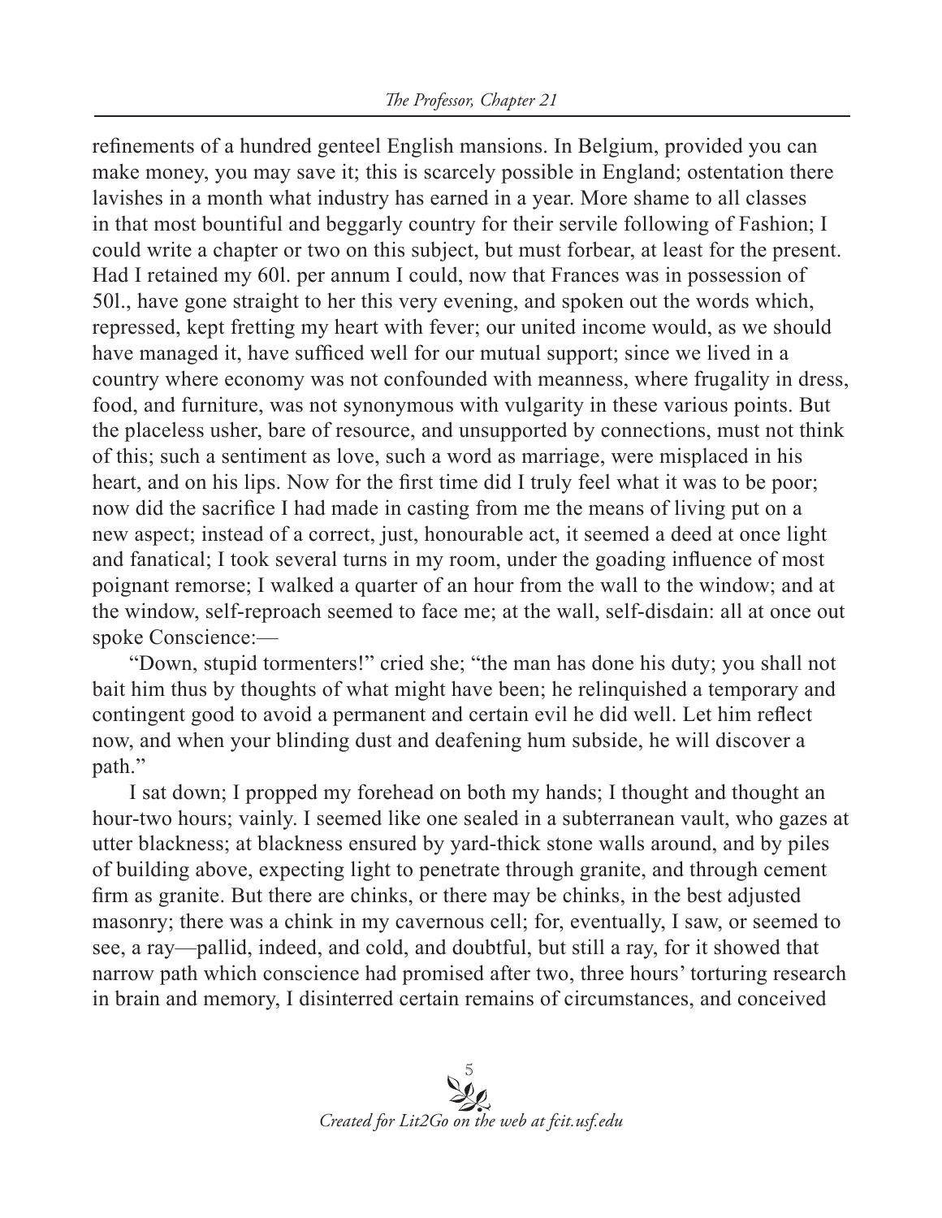refinements of a hundred genteel English mansions. In Belgium, provided you can make money, you may save it; this is scarcely possible in England; ostentation there lavishes in a month what industry has earned in a year. More shame to all classes in that most bountiful and beggarly country for their servile following of Fashion; I could write a chapter or two on this subject, but must forbear, at least for the present. Had I retained my 60l. per annum I could, now that Frances was in possession of 50l., have gone straight to her this very evening, and spoken out the words which, repressed, kept fretting my heart with fever; our united income would, as we should have managed it, have sufficed well for our mutual support; since we lived in a country where economy was not confounded with meanness, where frugality in dress, food, and furniture, was not synonymous with vulgarity in these various points. But the placeless usher, bare of resource, and unsupported by connections, must not think of this; such a sentiment as love, such a word as marriage, were misplaced in his heart, and on his lips. Now for the first time did I truly feel what it was to be poor; now did the sacrifice I had made in casting from me the means of living put on a new aspect; instead of a correct, just, honourable act, it seemed a deed at once light and fanatical; I took several turns in my room, under the goading influence of most poignant remorse; I walked a quarter of an hour from the wall to the window; and at the window, self-reproach seemed to face me; at the wall, self-disdain: all at once out spoke Conscience:—

"Down, stupid tormenters!" cried she; "the man has done his duty; you shall not bait him thus by thoughts of what might have been; he relinquished a temporary and contingent good to avoid a permanent and certain evil he did well. Let him reflect now, and when your blinding dust and deafening hum subside, he will discover a path."

I sat down; I propped my forehead on both my hands; I thought and thought an hour-two hours; vainly. I seemed like one sealed in a subterranean vault, who gazes at utter blackness; at blackness ensured by yard-thick stone walls around, and by piles of building above, expecting light to penetrate through granite, and through cement firm as granite. But there are chinks, or there may be chinks, in the best adjusted masonry; there was a chink in my cavernous cell; for, eventually, I saw, or seemed to see, a ray—pallid, indeed, and cold, and doubtful, but still a ray, for it showed that narrow path which conscience had promised after two, three hours' torturing research in brain and memory, I disinterred certain remains of circumstances, and conceived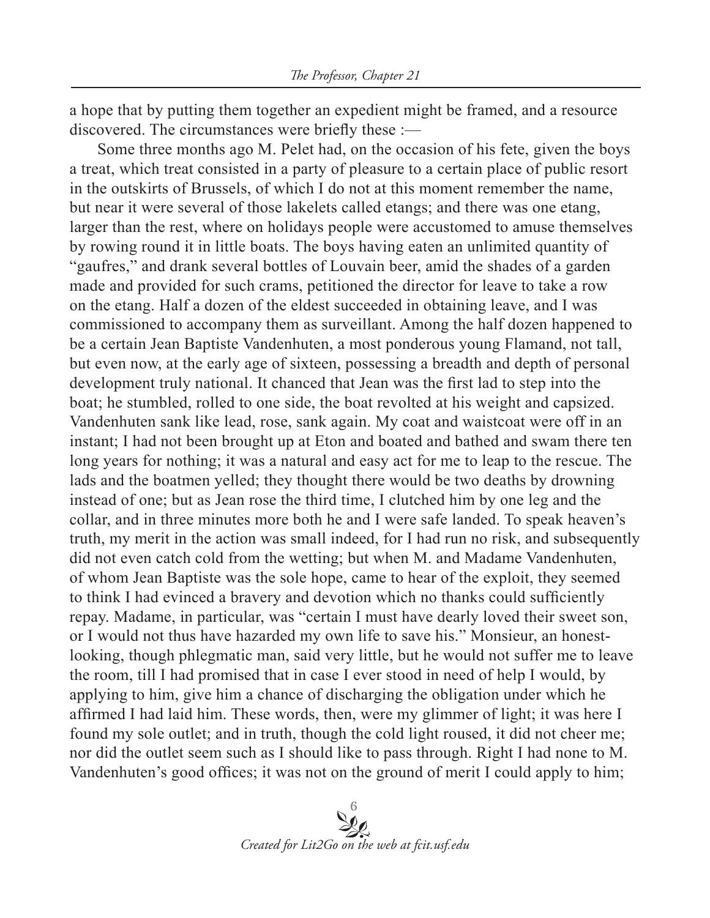a hope that by putting them together an expedient might be framed, and a resource discovered. The circumstances were briefly these :—

Some three months ago M. Pelet had, on the occasion of his fete, given the boys a treat, which treat consisted in a party of pleasure to a certain place of public resort in the outskirts of Brussels, of which I do not at this moment remember the name, but near it were several of those lakelets called etangs; and there was one etang, larger than the rest, where on holidays people were accustomed to amuse themselves by rowing round it in little boats. The boys having eaten an unlimited quantity of "gaufres," and drank several bottles of Louvain beer, amid the shades of a garden made and provided for such crams, petitioned the director for leave to take a row on the etang. Half a dozen of the eldest succeeded in obtaining leave, and I was commissioned to accompany them as surveillant. Among the half dozen happened to be a certain Jean Baptiste Vandenhuten, a most ponderous young Flamand, not tall, but even now, at the early age of sixteen, possessing a breadth and depth of personal development truly national. It chanced that Jean was the first lad to step into the boat; he stumbled, rolled to one side, the boat revolted at his weight and capsized. Vandenhuten sank like lead, rose, sank again. My coat and waistcoat were off in an instant; I had not been brought up at Eton and boated and bathed and swam there ten long years for nothing; it was a natural and easy act for me to leap to the rescue. The lads and the boatmen yelled; they thought there would be two deaths by drowning instead of one; but as Jean rose the third time, I clutched him by one leg and the collar, and in three minutes more both he and I were safe landed. To speak heaven's truth, my merit in the action was small indeed, for I had run no risk, and subsequently did not even catch cold from the wetting; but when M. and Madame Vandenhuten, of whom Jean Baptiste was the sole hope, came to hear of the exploit, they seemed to think I had evinced a bravery and devotion which no thanks could sufficiently repay. Madame, in particular, was "certain I must have dearly loved their sweet son, or I would not thus have hazarded my own life to save his." Monsieur, an honest-looking, though phlegmatic man, said very little, but he would not suffer me to leave the room, till I had promised that in case I ever stood in need of help I would, by applying to him, give him a chance of discharging the obligation under which he affirmed I had laid him. These words, then, were my glimmer of light; it was here I found my sole outlet; and in truth, though the cold light roused, it did not cheer me; nor did the outlet seem such as I should like to pass through. Right I had none to M. Vandenhuten's good offices; it was not on the ground of merit I could apply to him;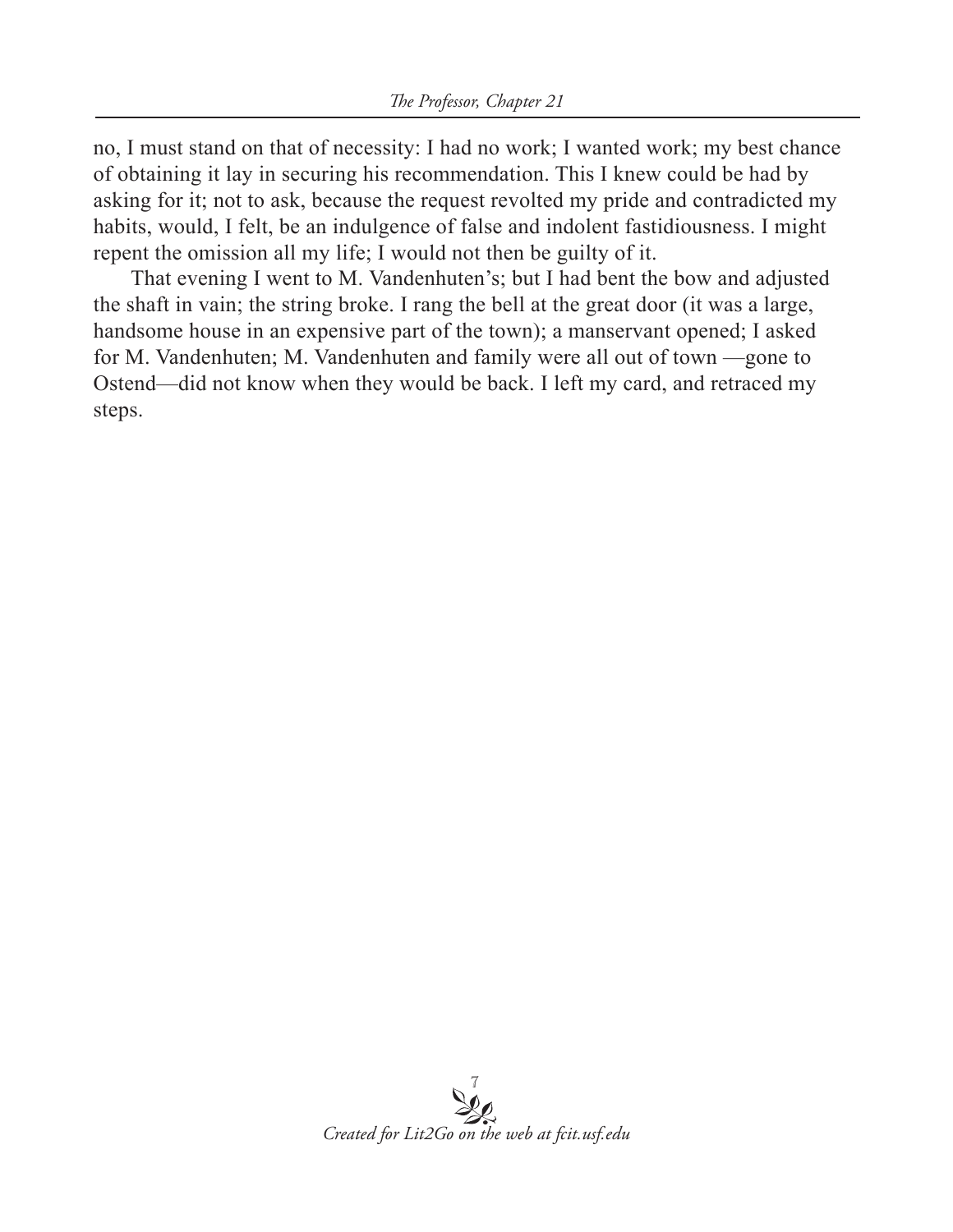no, I must stand on that of necessity: I had no work; I wanted work; my best chance of obtaining it lay in securing his recommendation. This I knew could be had by asking for it; not to ask, because the request revolted my pride and contradicted my habits, would, I felt, be an indulgence of false and indolent fastidiousness. I might repent the omission all my life; I would not then be guilty of it.

That evening I went to M. Vandenhuten's; but I had bent the bow and adjusted the shaft in vain; the string broke. I rang the bell at the great door (it was a large, handsome house in an expensive part of the town); a manservant opened; I asked for M. Vandenhuten; M. Vandenhuten and family were all out of town —gone to Ostend—did not know when they would be back. I left my card, and retraced my steps.